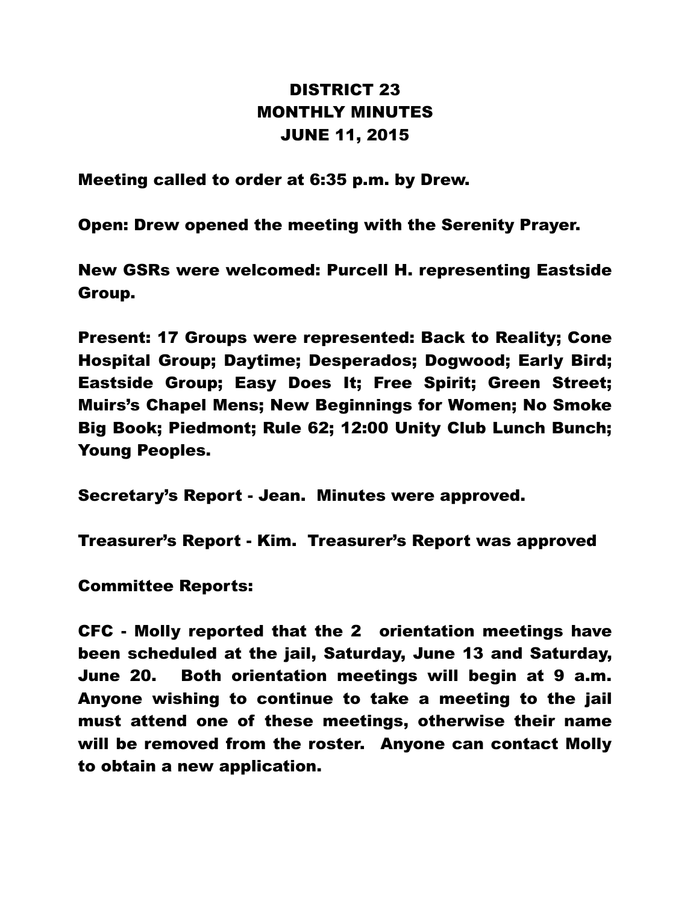# DISTRICT 23
# MONTHLY MINUTES
# JUNE 11, 2015

Meeting called to order at 6:35 p.m. by Drew.

Open: Drew opened the meeting with the Serenity Prayer.

New GSRs were welcomed: Purcell H. representing Eastside Group.

Present: 17 Groups were represented: Back to Reality; Cone Hospital Group; Daytime; Desperados; Dogwood; Early Bird; Eastside Group; Easy Does It; Free Spirit; Green Street; Muirs's Chapel Mens; New Beginnings for Women; No Smoke Big Book; Piedmont; Rule 62; 12:00 Unity Club Lunch Bunch; Young Peoples.

Secretary's Report - Jean. Minutes were approved.

Treasurer's Report - Kim. Treasurer's Report was approved

Committee Reports:

CFC - Molly reported that the 2 orientation meetings have been scheduled at the jail, Saturday, June 13 and Saturday, June 20. Both orientation meetings will begin at 9 a.m. Anyone wishing to continue to take a meeting to the jail must attend one of these meetings, otherwise their name will be removed from the roster. Anyone can contact Molly to obtain a new application.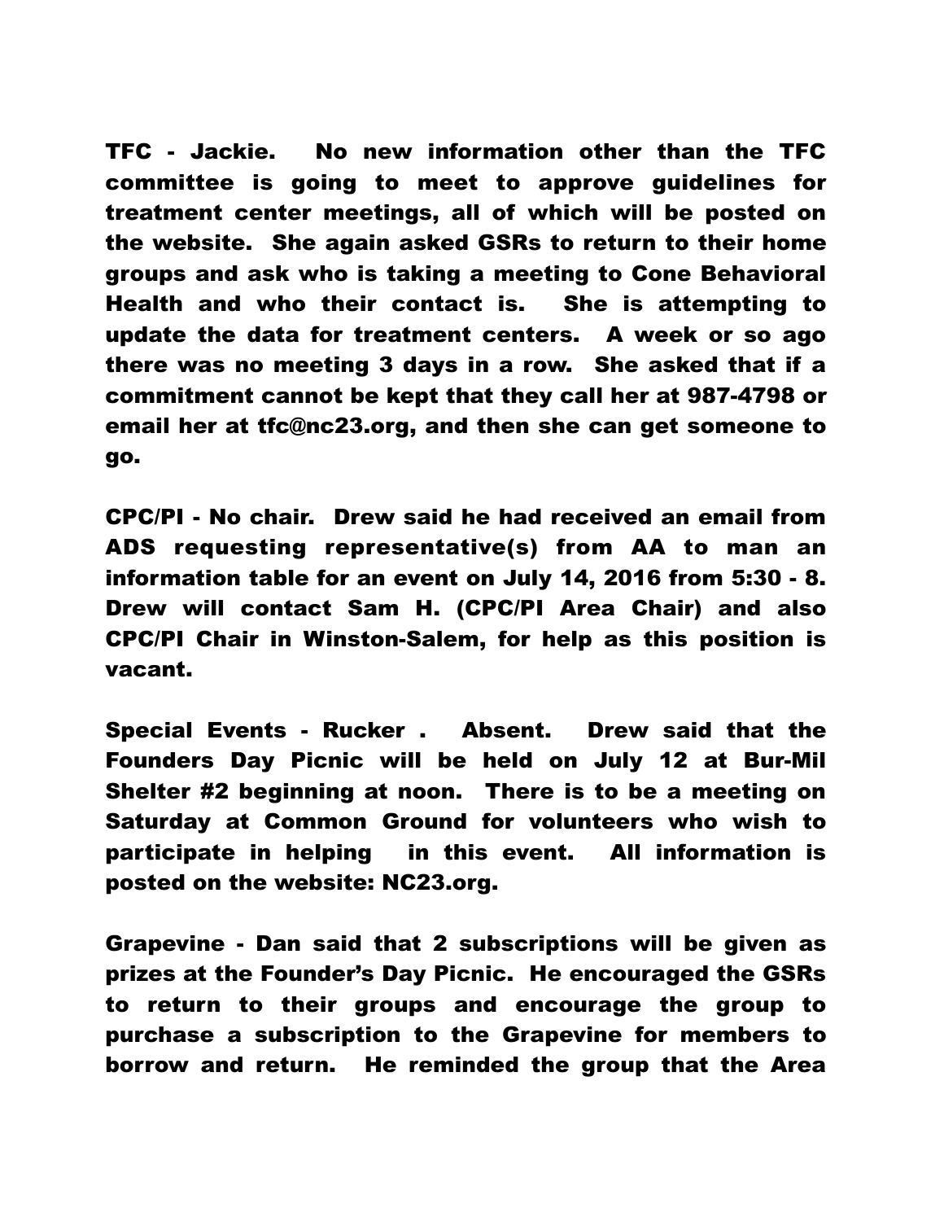TFC - Jackie. No new information other than the TFC committee is going to meet to approve guidelines for treatment center meetings, all of which will be posted on the website. She again asked GSRs to return to their home groups and ask who is taking a meeting to Cone Behavioral Health and who their contact is. She is attempting to update the data for treatment centers. A week or so ago there was no meeting 3 days in a row. She asked that if a commitment cannot be kept that they call her at 987-4798 or email her at tfc@nc23.org, and then she can get someone to go.

CPC/PI - No chair. Drew said he had received an email from ADS requesting representative(s) from AA to man an information table for an event on July 14, 2016 from 5:30 - 8. Drew will contact Sam H. (CPC/PI Area Chair) and also CPC/PI Chair in Winston-Salem, for help as this position is vacant.

Special Events - Rucker . Absent. Drew said that the Founders Day Picnic will be held on July 12 at Bur-Mil Shelter #2 beginning at noon. There is to be a meeting on Saturday at Common Ground for volunteers who wish to participate in helping in this event. All information is posted on the website: NC23.org.

Grapevine - Dan said that 2 subscriptions will be given as prizes at the Founder's Day Picnic. He encouraged the GSRs to return to their groups and encourage the group to purchase a subscription to the Grapevine for members to borrow and return. He reminded the group that the Area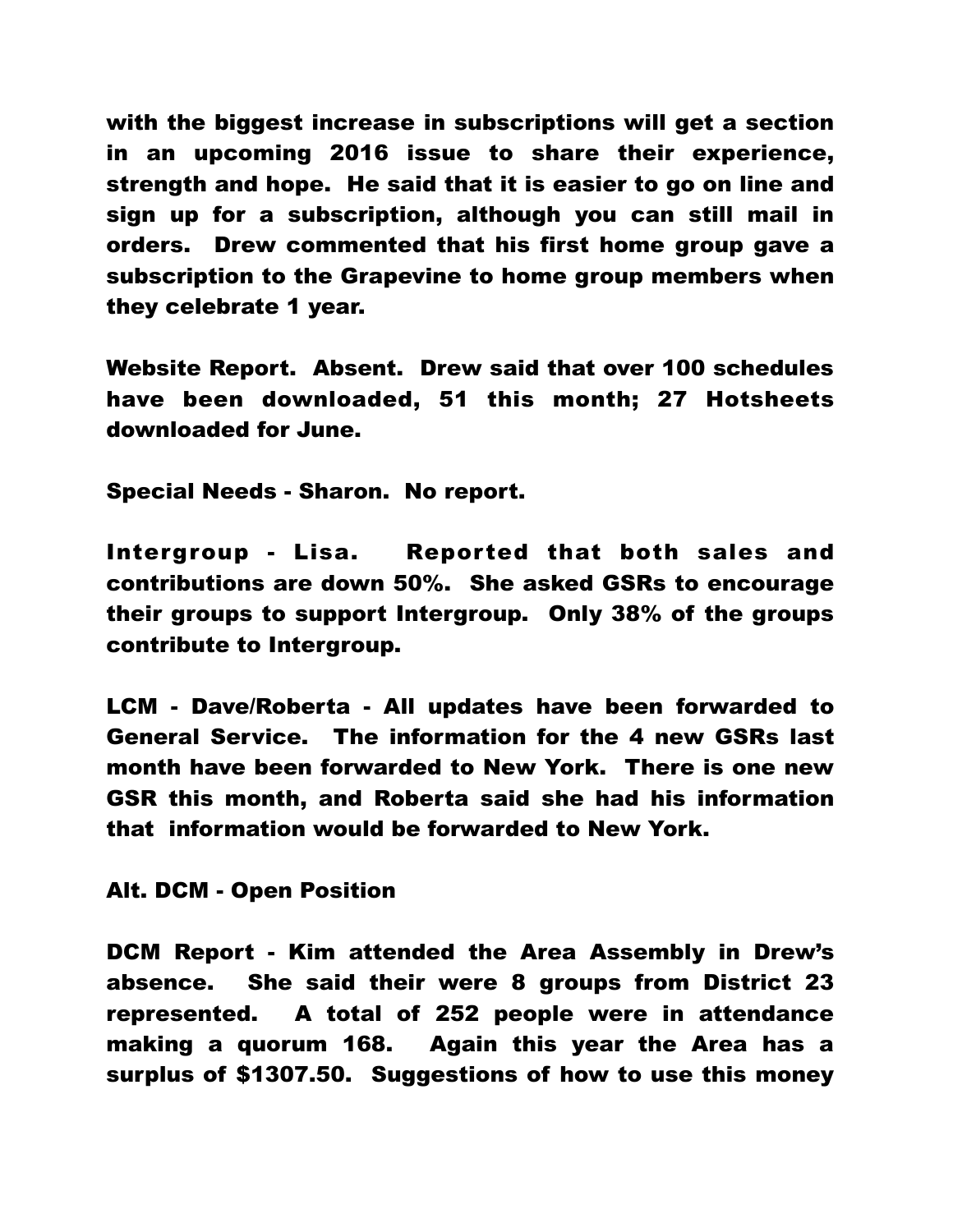with the biggest increase in subscriptions will get a section in an upcoming 2016 issue to share their experience, strength and hope. He said that it is easier to go on line and sign up for a subscription, although you can still mail in orders. Drew commented that his first home group gave a subscription to the Grapevine to home group members when they celebrate 1 year.

Website Report. Absent. Drew said that over 100 schedules have been downloaded, 51 this month; 27 Hotsheets downloaded for June.

Special Needs - Sharon. No report.

Intergroup - Lisa. Reported that both sales and contributions are down 50%. She asked GSRs to encourage their groups to support Intergroup. Only 38% of the groups contribute to Intergroup.

LCM - Dave/Roberta - All updates have been forwarded to General Service. The information for the 4 new GSRs last month have been forwarded to New York. There is one new GSR this month, and Roberta said she had his information that information would be forwarded to New York.

Alt. DCM - Open Position

DCM Report - Kim attended the Area Assembly in Drew's absence. She said their were 8 groups from District 23 represented. A total of 252 people were in attendance making a quorum 168. Again this year the Area has a surplus of $1307.50. Suggestions of how to use this money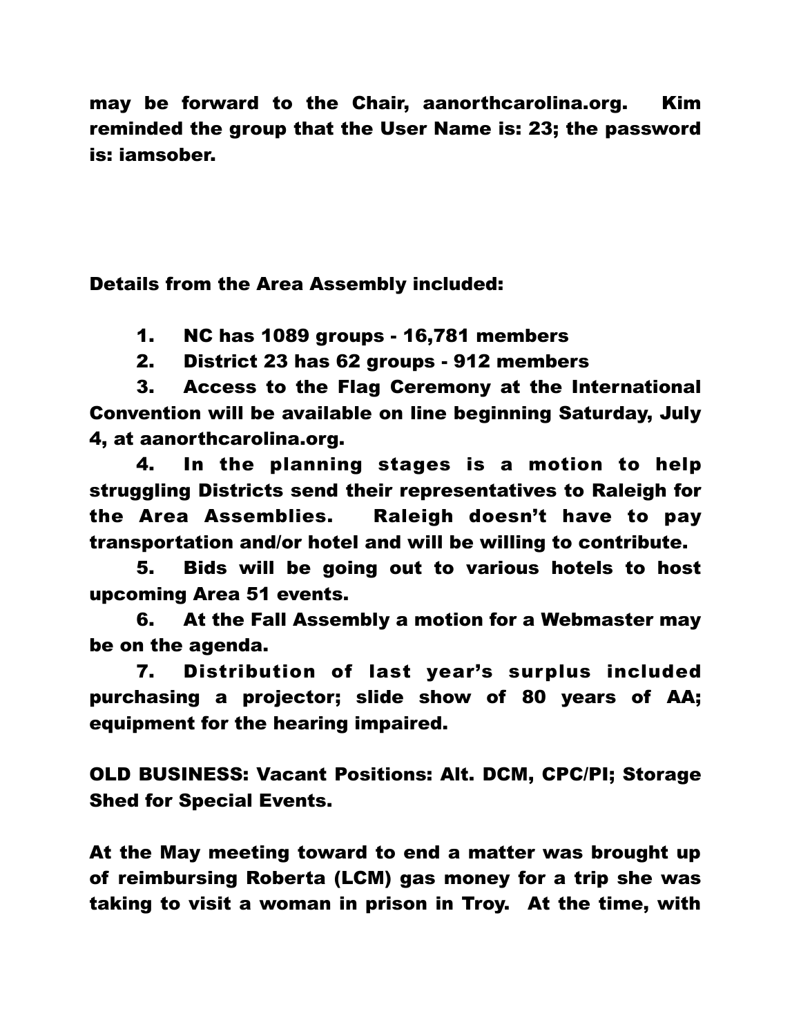may be forward to the Chair, aanorthcarolina.org. Kim reminded the group that the User Name is: 23; the password is: iamsober.

Details from the Area Assembly included:

1. NC has 1089 groups - 16,781 members
2. District 23 has 62 groups - 912 members
3. Access to the Flag Ceremony at the International Convention will be available on line beginning Saturday, July 4, at aanorthcarolina.org.
4. In the planning stages is a motion to help struggling Districts send their representatives to Raleigh for the Area Assemblies. Raleigh doesn't have to pay transportation and/or hotel and will be willing to contribute.
5. Bids will be going out to various hotels to host upcoming Area 51 events.
6. At the Fall Assembly a motion for a Webmaster may be on the agenda.
7. Distribution of last year's surplus included purchasing a projector; slide show of 80 years of AA; equipment for the hearing impaired.

OLD BUSINESS: Vacant Positions: Alt. DCM, CPC/PI; Storage Shed for Special Events.

At the May meeting toward to end a matter was brought up of reimbursing Roberta (LCM) gas money for a trip she was taking to visit a woman in prison in Troy. At the time, with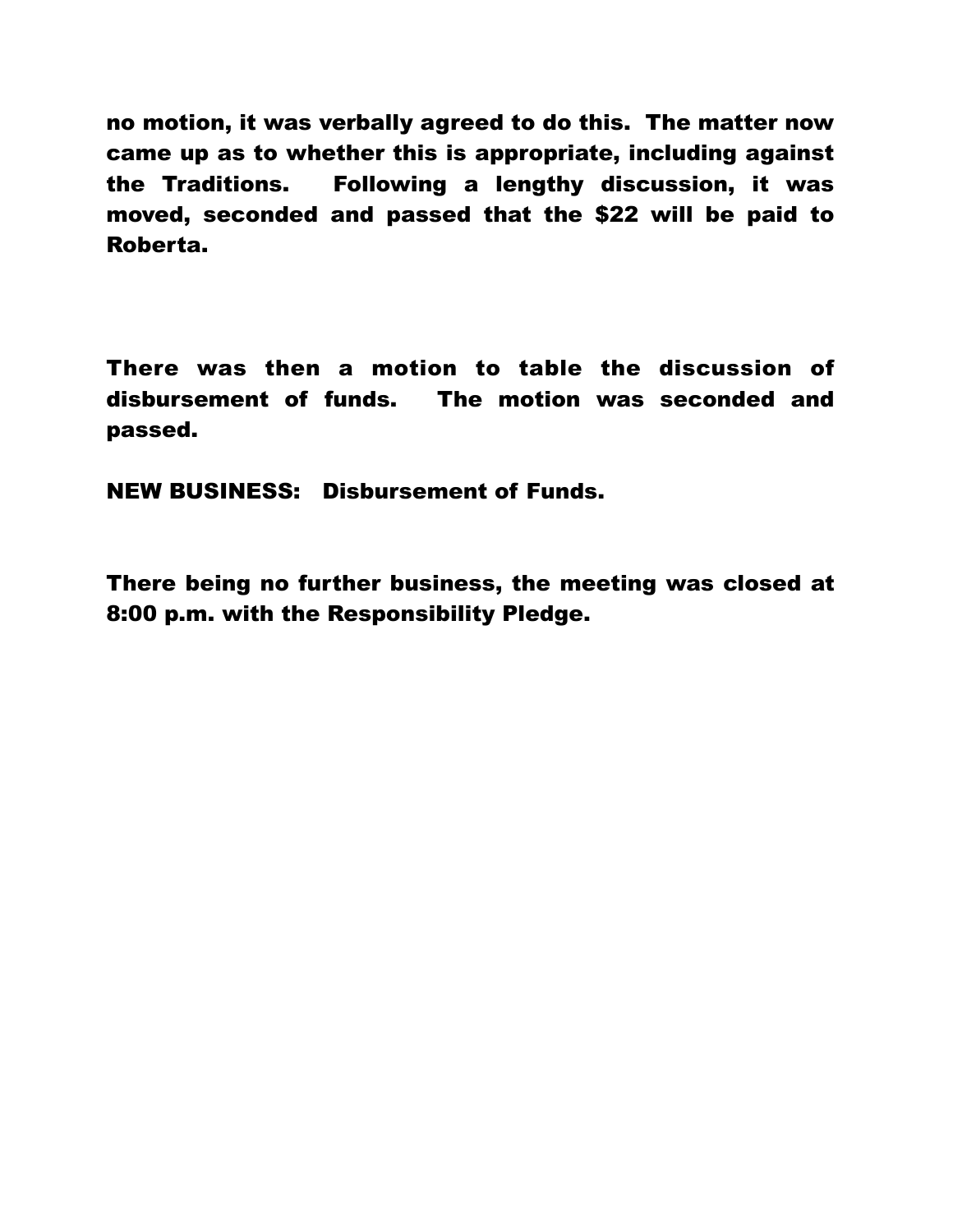**no motion, it was verbally agreed to do this. The matter now came up as to whether this is appropriate, including against the Traditions. Following a lengthy discussion, it was moved, seconded and passed that the $22 will be paid to Roberta.**

**There was then a motion to table the discussion of disbursement of funds. The motion was seconded and passed.**

**NEW BUSINESS: Disbursement of Funds.**

**There being no further business, the meeting was closed at 8:00 p.m. with the Responsibility Pledge.**